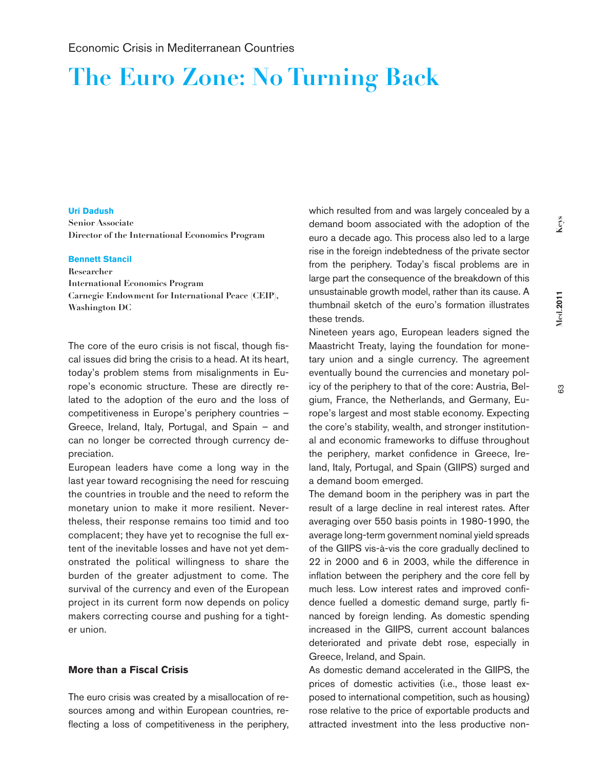Economic Crisis in Mediterranean Countries

# The Euro Zone: No Turning Back

**Uri Dadush**
**Senior Associate**
**Director of the International Economics Program**

**Bennett Stancil**
**Researcher**
**International Economics Program**
**Carnegie Endowment for International Peace (CEIP), Washington DC**

The core of the euro crisis is not fiscal, though fiscal issues did bring the crisis to a head. At its heart, today's problem stems from misalignments in Europe's economic structure. These are directly related to the adoption of the euro and the loss of competitiveness in Europe's periphery countries – Greece, Ireland, Italy, Portugal, and Spain – and can no longer be corrected through currency depreciation.

European leaders have come a long way in the last year toward recognising the need for rescuing the countries in trouble and the need to reform the monetary union to make it more resilient. Nevertheless, their response remains too timid and too complacent; they have yet to recognise the full extent of the inevitable losses and have not yet demonstrated the political willingness to share the burden of the greater adjustment to come. The survival of the currency and even of the European project in its current form now depends on policy makers correcting course and pushing for a tighter union.

## More than a Fiscal Crisis

The euro crisis was created by a misallocation of resources among and within European countries, reflecting a loss of competitiveness in the periphery, which resulted from and was largely concealed by a demand boom associated with the adoption of the euro a decade ago. This process also led to a large rise in the foreign indebtedness of the private sector from the periphery. Today's fiscal problems are in large part the consequence of the breakdown of this unsustainable growth model, rather than its cause. A thumbnail sketch of the euro's formation illustrates these trends.

Nineteen years ago, European leaders signed the Maastricht Treaty, laying the foundation for monetary union and a single currency. The agreement eventually bound the currencies and monetary policy of the periphery to that of the core: Austria, Belgium, France, the Netherlands, and Germany, Europe's largest and most stable economy. Expecting the core's stability, wealth, and stronger institutional and economic frameworks to diffuse throughout the periphery, market confidence in Greece, Ireland, Italy, Portugal, and Spain (GIIPS) surged and a demand boom emerged.

The demand boom in the periphery was in part the result of a large decline in real interest rates. After averaging over 550 basis points in 1980-1990, the average long-term government nominal yield spreads of the GIIPS vis-à-vis the core gradually declined to 22 in 2000 and 6 in 2003, while the difference in inflation between the periphery and the core fell by much less. Low interest rates and improved confidence fuelled a domestic demand surge, partly financed by foreign lending. As domestic spending increased in the GIIPS, current account balances deteriorated and private debt rose, especially in Greece, Ireland, and Spain.

As domestic demand accelerated in the GIIPS, the prices of domestic activities (i.e., those least exposed to international competition, such as housing) rose relative to the price of exportable products and attracted investment into the less productive non-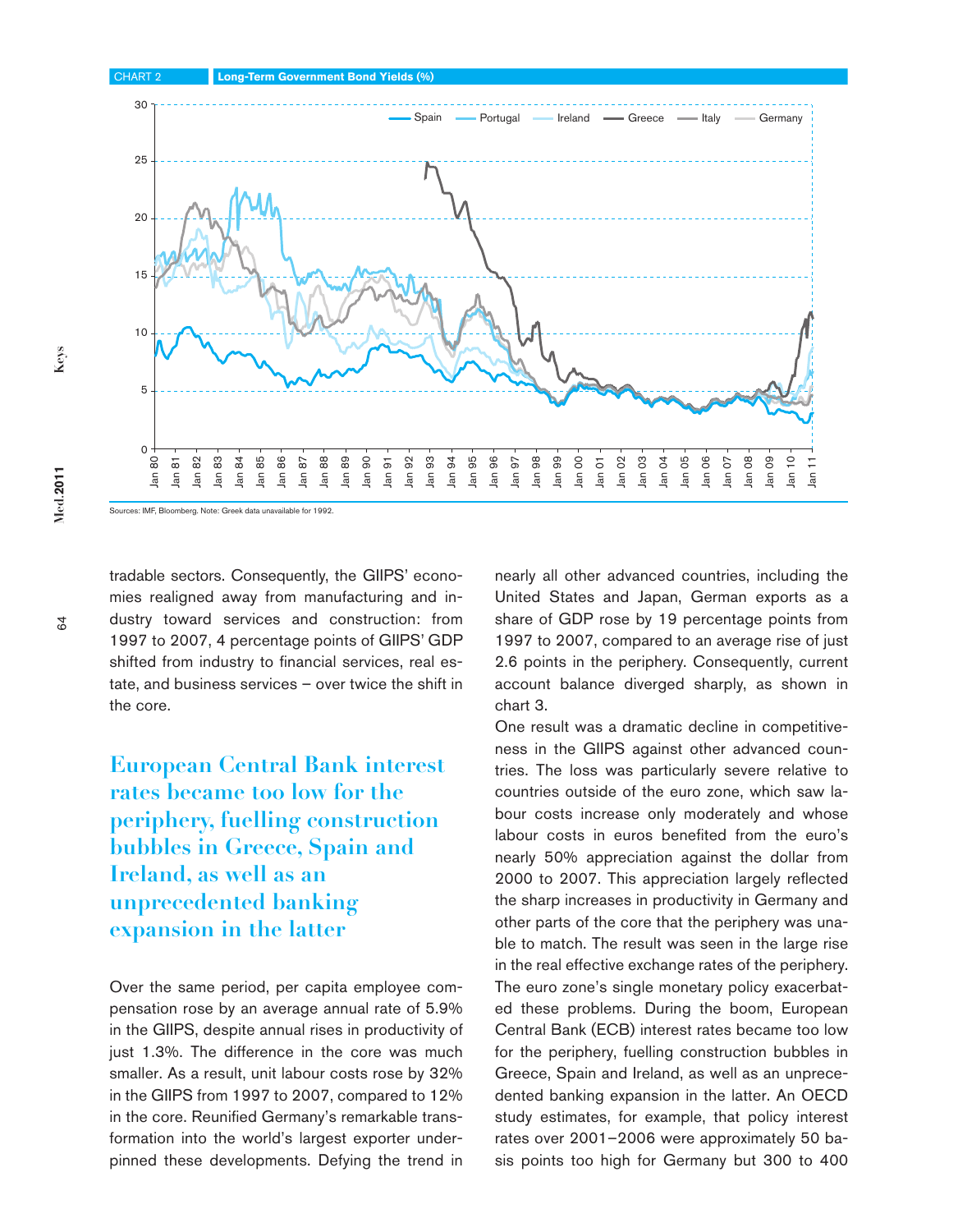CHART 2 Long-Term Government Bond Yields (%)

Sources: IMF, Bloomberg. Note: Greek data unavailable for 1992.

tradable sectors. Consequently, the GIIPS' economies realigned away from manufacturing and industry toward services and construction: from 1997 to 2007, 4 percentage points of GIIPS' GDP shifted from industry to financial services, real estate, and business services – over twice the shift in the core.

## European Central Bank interest rates became too low for the periphery, fuelling construction bubbles in Greece, Spain and Ireland, as well as an unprecedented banking expansion in the latter

Over the same period, per capita employee compensation rose by an average annual rate of 5.9% in the GIIPS, despite annual rises in productivity of just 1.3%. The difference in the core was much smaller. As a result, unit labour costs rose by 32% in the GIIPS from 1997 to 2007, compared to 12% in the core. Reunified Germany's remarkable transformation into the world's largest exporter underpinned these developments. Defying the trend in nearly all other advanced countries, including the United States and Japan, German exports as a share of GDP rose by 19 percentage points from 1997 to 2007, compared to an average rise of just 2.6 points in the periphery. Consequently, current account balance diverged sharply, as shown in chart 3.

One result was a dramatic decline in competitiveness in the GIIPS against other advanced countries. The loss was particularly severe relative to countries outside of the euro zone, which saw labour costs increase only moderately and whose labour costs in euros benefited from the euro's nearly 50% appreciation against the dollar from 2000 to 2007. This appreciation largely reflected the sharp increases in productivity in Germany and other parts of the core that the periphery was unable to match. The result was seen in the large rise in the real effective exchange rates of the periphery. The euro zone's single monetary policy exacerbated these problems. During the boom, European Central Bank (ECB) interest rates became too low for the periphery, fuelling construction bubbles in Greece, Spain and Ireland, as well as an unprecedented banking expansion in the latter. An OECD study estimates, for example, that policy interest rates over 2001–2006 were approximately 50 basis points too high for Germany but 300 to 400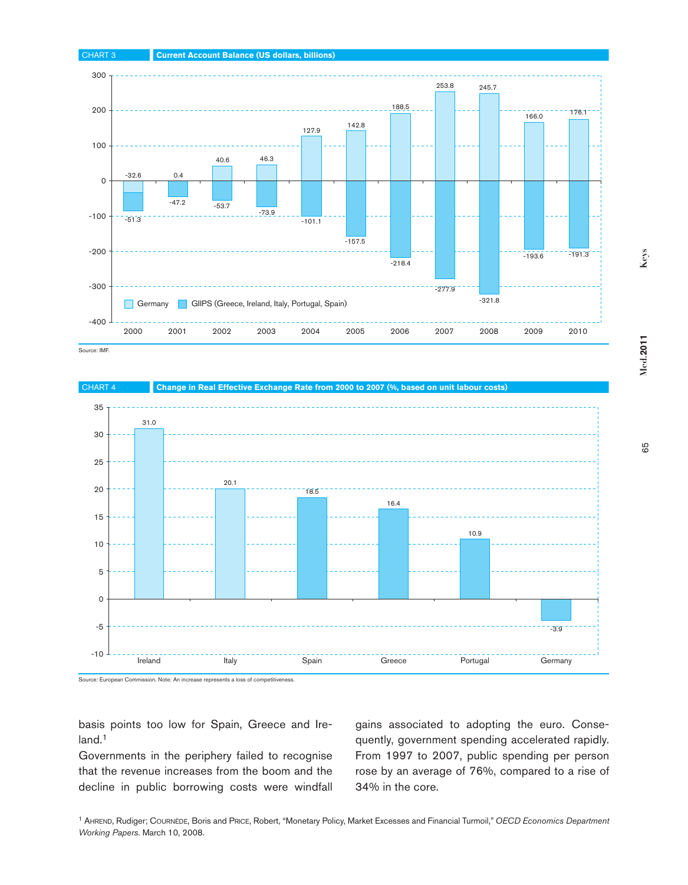CHART 3 **Current Account Balance (US dollars, billions)**

| Year | Germany | GIIPS (Greece, Ireland, Italy, Portugal, Spain) |
|---|---|---|
| 2000 | -32.6 | -51.3 |
| 2001 | 0.4 | -47.2 |
| 2002 | 40.6 | -53.7 |
| 2003 | 46.3 | -73.9 |
| 2004 | 127.9 | -101.1 |
| 2005 | 142.8 | -157.5 |
| 2006 | 188.5 | -218.4 |
| 2007 | 253.8 | -277.9 |
| 2008 | 245.7 | -321.8 |
| 2009 | 166.0 | -193.6 |
| 2010 | 176.1 | -191.3 |

Source: IMF.

CHART 4 **Change in Real Effective Exchange Rate from 2000 to 2007 (%, based on unit labour costs)**

| Country | Change (%) |
|---|---|
| Ireland | 31.0 |
| Italy | 20.1 |
| Spain | 18.5 |
| Greece | 16.4 |
| Portugal | 10.9 |
| Germany | -3.9 |

Source: European Commission. Note: An increase represents a loss of competitiveness.

basis points too low for Spain, Greece and Ireland.[1]

Governments in the periphery failed to recognise that the revenue increases from the boom and the decline in public borrowing costs were windfall gains associated to adopting the euro. Consequently, government spending accelerated rapidly. From 1997 to 2007, public spending per person rose by an average of 76%, compared to a rise of 34% in the core.

[1] Ahrend, Rudiger; Cournède, Boris and Price, Robert, "Monetary Policy, Market Excesses and Financial Turmoil," *OECD Economics Department Working Papers*. March 10, 2008.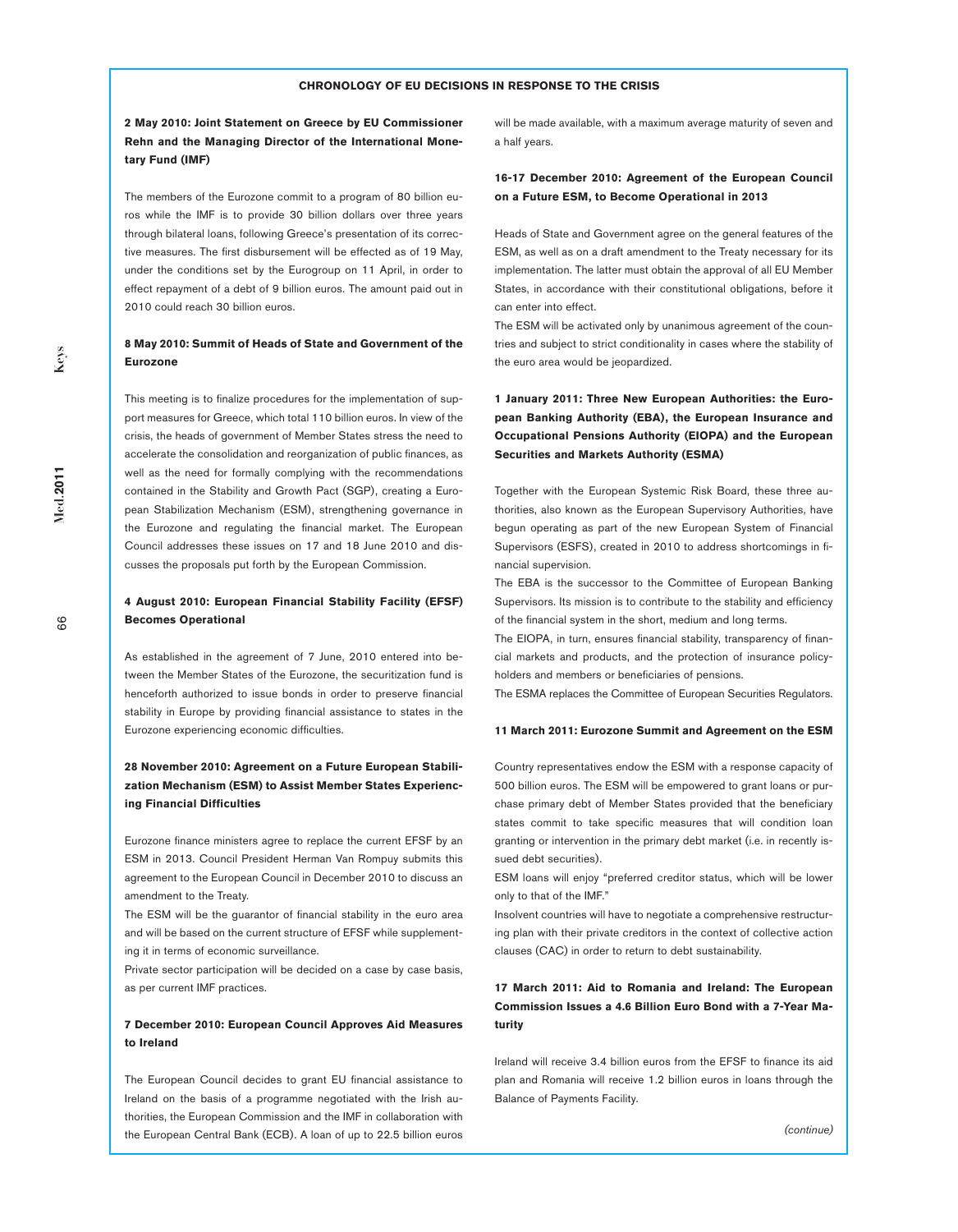## CHRONOLOGY OF EU DECISIONS IN RESPONSE TO THE CRISIS

**2 May 2010: Joint Statement on Greece by EU Commissioner Rehn and the Managing Director of the International Monetary Fund (IMF)**

The members of the Eurozone commit to a program of 80 billion euros while the IMF is to provide 30 billion dollars over three years through bilateral loans, following Greece's presentation of its corrective measures. The first disbursement will be effected as of 19 May, under the conditions set by the Eurogroup on 11 April, in order to effect repayment of a debt of 9 billion euros. The amount paid out in 2010 could reach 30 billion euros.

**8 May 2010: Summit of Heads of State and Government of the Eurozone**

This meeting is to finalize procedures for the implementation of support measures for Greece, which total 110 billion euros. In view of the crisis, the heads of government of Member States stress the need to accelerate the consolidation and reorganization of public finances, as well as the need for formally complying with the recommendations contained in the Stability and Growth Pact (SGP), creating a European Stabilization Mechanism (ESM), strengthening governance in the Eurozone and regulating the financial market. The European Council addresses these issues on 17 and 18 June 2010 and discusses the proposals put forth by the European Commission.

**4 August 2010: European Financial Stability Facility (EFSF) Becomes Operational**

As established in the agreement of 7 June, 2010 entered into between the Member States of the Eurozone, the securitization fund is henceforth authorized to issue bonds in order to preserve financial stability in Europe by providing financial assistance to states in the Eurozone experiencing economic difficulties.

**28 November 2010: Agreement on a Future European Stabilization Mechanism (ESM) to Assist Member States Experiencing Financial Difficulties**

Eurozone finance ministers agree to replace the current EFSF by an ESM in 2013. Council President Herman Van Rompuy submits this agreement to the European Council in December 2010 to discuss an amendment to the Treaty.

The ESM will be the guarantor of financial stability in the euro area and will be based on the current structure of EFSF while supplementing it in terms of economic surveillance.

Private sector participation will be decided on a case by case basis, as per current IMF practices.

**7 December 2010: European Council Approves Aid Measures to Ireland**

The European Council decides to grant EU financial assistance to Ireland on the basis of a programme negotiated with the Irish authorities, the European Commission and the IMF in collaboration with the European Central Bank (ECB). A loan of up to 22.5 billion euros will be made available, with a maximum average maturity of seven and a half years.

**16-17 December 2010: Agreement of the European Council on a Future ESM, to Become Operational in 2013**

Heads of State and Government agree on the general features of the ESM, as well as on a draft amendment to the Treaty necessary for its implementation. The latter must obtain the approval of all EU Member States, in accordance with their constitutional obligations, before it can enter into effect.

The ESM will be activated only by unanimous agreement of the countries and subject to strict conditionality in cases where the stability of the euro area would be jeopardized.

**1 January 2011: Three New European Authorities: the European Banking Authority (EBA), the European Insurance and Occupational Pensions Authority (EIOPA) and the European Securities and Markets Authority (ESMA)**

Together with the European Systemic Risk Board, these three authorities, also known as the European Supervisory Authorities, have begun operating as part of the new European System of Financial Supervisors (ESFS), created in 2010 to address shortcomings in financial supervision.

The EBA is the successor to the Committee of European Banking Supervisors. Its mission is to contribute to the stability and efficiency of the financial system in the short, medium and long terms.

The EIOPA, in turn, ensures financial stability, transparency of financial markets and products, and the protection of insurance policyholders and members or beneficiaries of pensions.

The ESMA replaces the Committee of European Securities Regulators.

**11 March 2011: Eurozone Summit and Agreement on the ESM**

Country representatives endow the ESM with a response capacity of 500 billion euros. The ESM will be empowered to grant loans or purchase primary debt of Member States provided that the beneficiary states commit to take specific measures that will condition loan granting or intervention in the primary debt market (i.e. in recently issued debt securities).

ESM loans will enjoy "preferred creditor status, which will be lower only to that of the IMF."

Insolvent countries will have to negotiate a comprehensive restructuring plan with their private creditors in the context of collective action clauses (CAC) in order to return to debt sustainability.

**17 March 2011: Aid to Romania and Ireland: The European Commission Issues a 4.6 Billion Euro Bond with a 7-Year Maturity**

Ireland will receive 3.4 billion euros from the EFSF to finance its aid plan and Romania will receive 1.2 billion euros in loans through the Balance of Payments Facility.

*(continue)*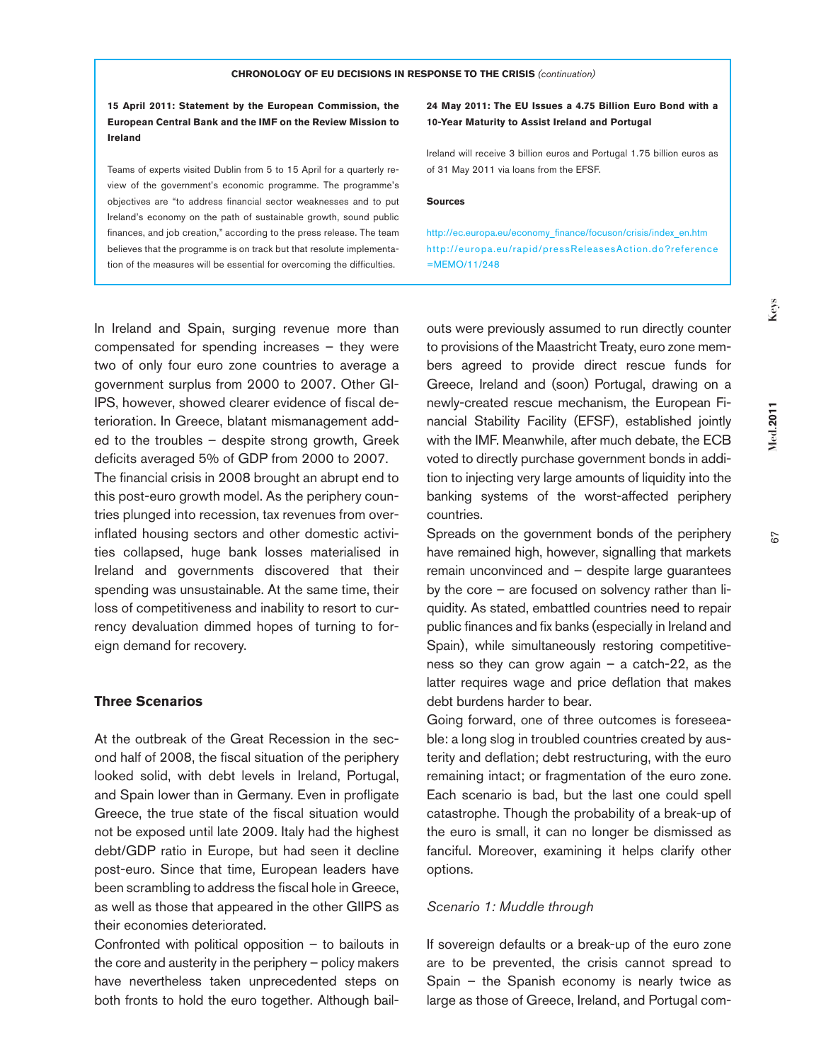**CHRONOLOGY OF EU DECISIONS IN RESPONSE TO THE CRISIS** *(continuation)*

**15 April 2011: Statement by the European Commission, the European Central Bank and the IMF on the Review Mission to Ireland**

Teams of experts visited Dublin from 5 to 15 April for a quarterly review of the government's economic programme. The programme's objectives are "to address financial sector weaknesses and to put Ireland's economy on the path of sustainable growth, sound public finances, and job creation," according to the press release. The team believes that the programme is on track but that resolute implementation of the measures will be essential for overcoming the difficulties.

**24 May 2011: The EU Issues a 4.75 Billion Euro Bond with a 10-Year Maturity to Assist Ireland and Portugal**

Ireland will receive 3 billion euros and Portugal 1.75 billion euros as of 31 May 2011 via loans from the EFSF.

**Sources**

http://ec.europa.eu/economy_finance/focuson/crisis/index_en.htm
http://europa.eu/rapid/pressReleasesAction.do?reference=MEMO/11/248

In Ireland and Spain, surging revenue more than compensated for spending increases – they were two of only four euro zone countries to average a government surplus from 2000 to 2007. Other GIIPS, however, showed clearer evidence of fiscal deterioration. In Greece, blatant mismanagement added to the troubles – despite strong growth, Greek deficits averaged 5% of GDP from 2000 to 2007.

The financial crisis in 2008 brought an abrupt end to this post-euro growth model. As the periphery countries plunged into recession, tax revenues from overinflated housing sectors and other domestic activities collapsed, huge bank losses materialised in Ireland and governments discovered that their spending was unsustainable. At the same time, their loss of competitiveness and inability to resort to currency devaluation dimmed hopes of turning to foreign demand for recovery.

### Three Scenarios

At the outbreak of the Great Recession in the second half of 2008, the fiscal situation of the periphery looked solid, with debt levels in Ireland, Portugal, and Spain lower than in Germany. Even in profligate Greece, the true state of the fiscal situation would not be exposed until late 2009. Italy had the highest debt/GDP ratio in Europe, but had seen it decline post-euro. Since that time, European leaders have been scrambling to address the fiscal hole in Greece, as well as those that appeared in the other GIIPS as their economies deteriorated.

Confronted with political opposition – to bailouts in the core and austerity in the periphery – policy makers have nevertheless taken unprecedented steps on both fronts to hold the euro together. Although bailouts were previously assumed to run directly counter to provisions of the Maastricht Treaty, euro zone members agreed to provide direct rescue funds for Greece, Ireland and (soon) Portugal, drawing on a newly-created rescue mechanism, the European Financial Stability Facility (EFSF), established jointly with the IMF. Meanwhile, after much debate, the ECB voted to directly purchase government bonds in addition to injecting very large amounts of liquidity into the banking systems of the worst-affected periphery countries.

Spreads on the government bonds of the periphery have remained high, however, signalling that markets remain unconvinced and – despite large guarantees by the core – are focused on solvency rather than liquidity. As stated, embattled countries need to repair public finances and fix banks (especially in Ireland and Spain), while simultaneously restoring competitiveness so they can grow again – a catch-22, as the latter requires wage and price deflation that makes debt burdens harder to bear.

Going forward, one of three outcomes is foreseeable: a long slog in troubled countries created by austerity and deflation; debt restructuring, with the euro remaining intact; or fragmentation of the euro zone. Each scenario is bad, but the last one could spell catastrophe. Though the probability of a break-up of the euro is small, it can no longer be dismissed as fanciful. Moreover, examining it helps clarify other options.

*Scenario 1: Muddle through*

If sovereign defaults or a break-up of the euro zone are to be prevented, the crisis cannot spread to Spain – the Spanish economy is nearly twice as large as those of Greece, Ireland, and Portugal com-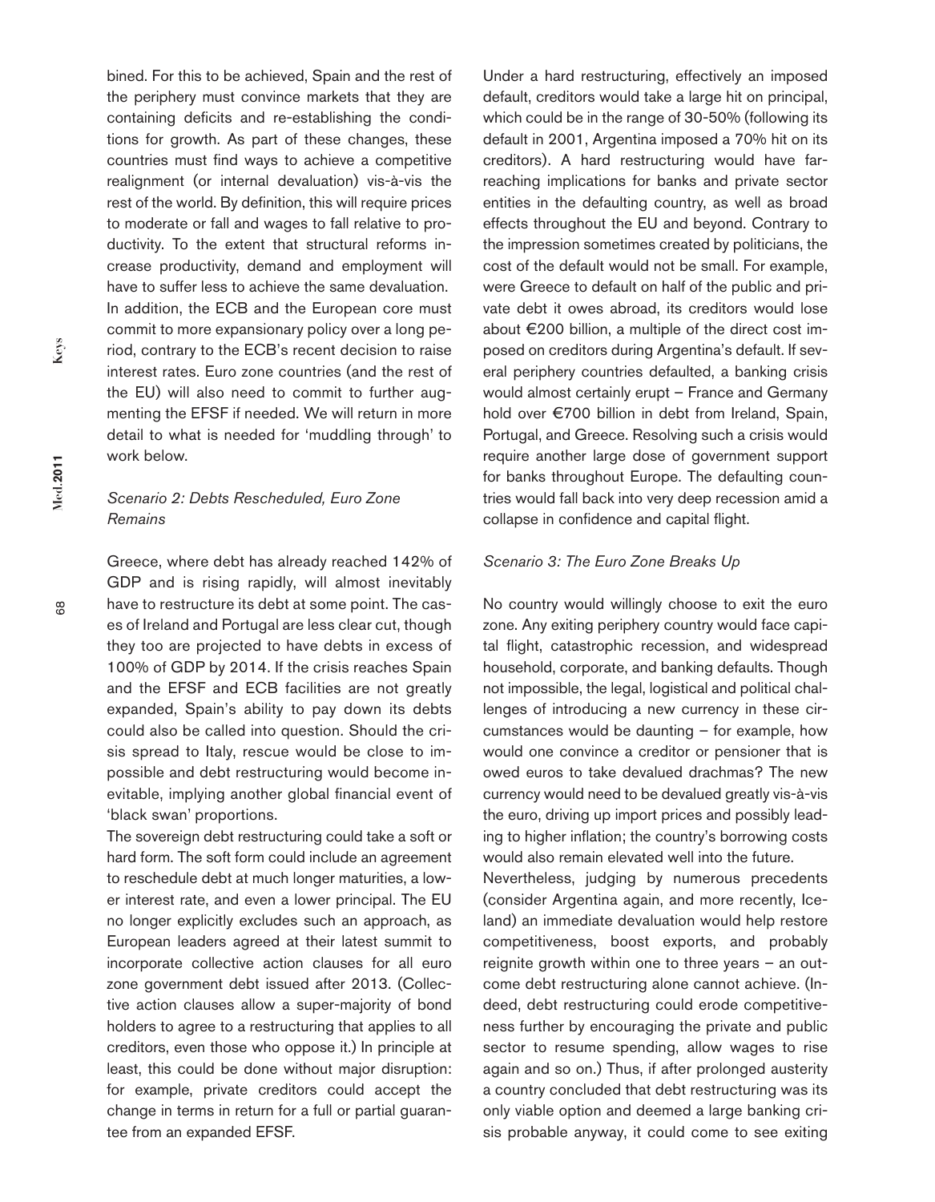bined. For this to be achieved, Spain and the rest of the periphery must convince markets that they are containing deficits and re-establishing the conditions for growth. As part of these changes, these countries must find ways to achieve a competitive realignment (or internal devaluation) vis-à-vis the rest of the world. By definition, this will require prices to moderate or fall and wages to fall relative to productivity. To the extent that structural reforms increase productivity, demand and employment will have to suffer less to achieve the same devaluation.

In addition, the ECB and the European core must commit to more expansionary policy over a long period, contrary to the ECB's recent decision to raise interest rates. Euro zone countries (and the rest of the EU) will also need to commit to further augmenting the EFSF if needed. We will return in more detail to what is needed for 'muddling through' to work below.

*Scenario 2: Debts Rescheduled, Euro Zone Remains*

Greece, where debt has already reached 142% of GDP and is rising rapidly, will almost inevitably have to restructure its debt at some point. The cases of Ireland and Portugal are less clear cut, though they too are projected to have debts in excess of 100% of GDP by 2014. If the crisis reaches Spain and the EFSF and ECB facilities are not greatly expanded, Spain's ability to pay down its debts could also be called into question. Should the crisis spread to Italy, rescue would be close to impossible and debt restructuring would become inevitable, implying another global financial event of 'black swan' proportions.

The sovereign debt restructuring could take a soft or hard form. The soft form could include an agreement to reschedule debt at much longer maturities, a lower interest rate, and even a lower principal. The EU no longer explicitly excludes such an approach, as European leaders agreed at their latest summit to incorporate collective action clauses for all euro zone government debt issued after 2013. (Collective action clauses allow a super-majority of bond holders to agree to a restructuring that applies to all creditors, even those who oppose it.) In principle at least, this could be done without major disruption: for example, private creditors could accept the change in terms in return for a full or partial guarantee from an expanded EFSF.

Under a hard restructuring, effectively an imposed default, creditors would take a large hit on principal, which could be in the range of 30-50% (following its default in 2001, Argentina imposed a 70% hit on its creditors). A hard restructuring would have far-reaching implications for banks and private sector entities in the defaulting country, as well as broad effects throughout the EU and beyond. Contrary to the impression sometimes created by politicians, the cost of the default would not be small. For example, were Greece to default on half of the public and private debt it owes abroad, its creditors would lose about €200 billion, a multiple of the direct cost imposed on creditors during Argentina's default. If several periphery countries defaulted, a banking crisis would almost certainly erupt – France and Germany hold over €700 billion in debt from Ireland, Spain, Portugal, and Greece. Resolving such a crisis would require another large dose of government support for banks throughout Europe. The defaulting countries would fall back into very deep recession amid a collapse in confidence and capital flight.

*Scenario 3: The Euro Zone Breaks Up*

No country would willingly choose to exit the euro zone. Any exiting periphery country would face capital flight, catastrophic recession, and widespread household, corporate, and banking defaults. Though not impossible, the legal, logistical and political challenges of introducing a new currency in these circumstances would be daunting – for example, how would one convince a creditor or pensioner that is owed euros to take devalued drachmas? The new currency would need to be devalued greatly vis-à-vis the euro, driving up import prices and possibly leading to higher inflation; the country's borrowing costs would also remain elevated well into the future.

Nevertheless, judging by numerous precedents (consider Argentina again, and more recently, Iceland) an immediate devaluation would help restore competitiveness, boost exports, and probably reignite growth within one to three years – an outcome debt restructuring alone cannot achieve. (Indeed, debt restructuring could erode competitiveness further by encouraging the private and public sector to resume spending, allow wages to rise again and so on.) Thus, if after prolonged austerity a country concluded that debt restructuring was its only viable option and deemed a large banking crisis probable anyway, it could come to see exiting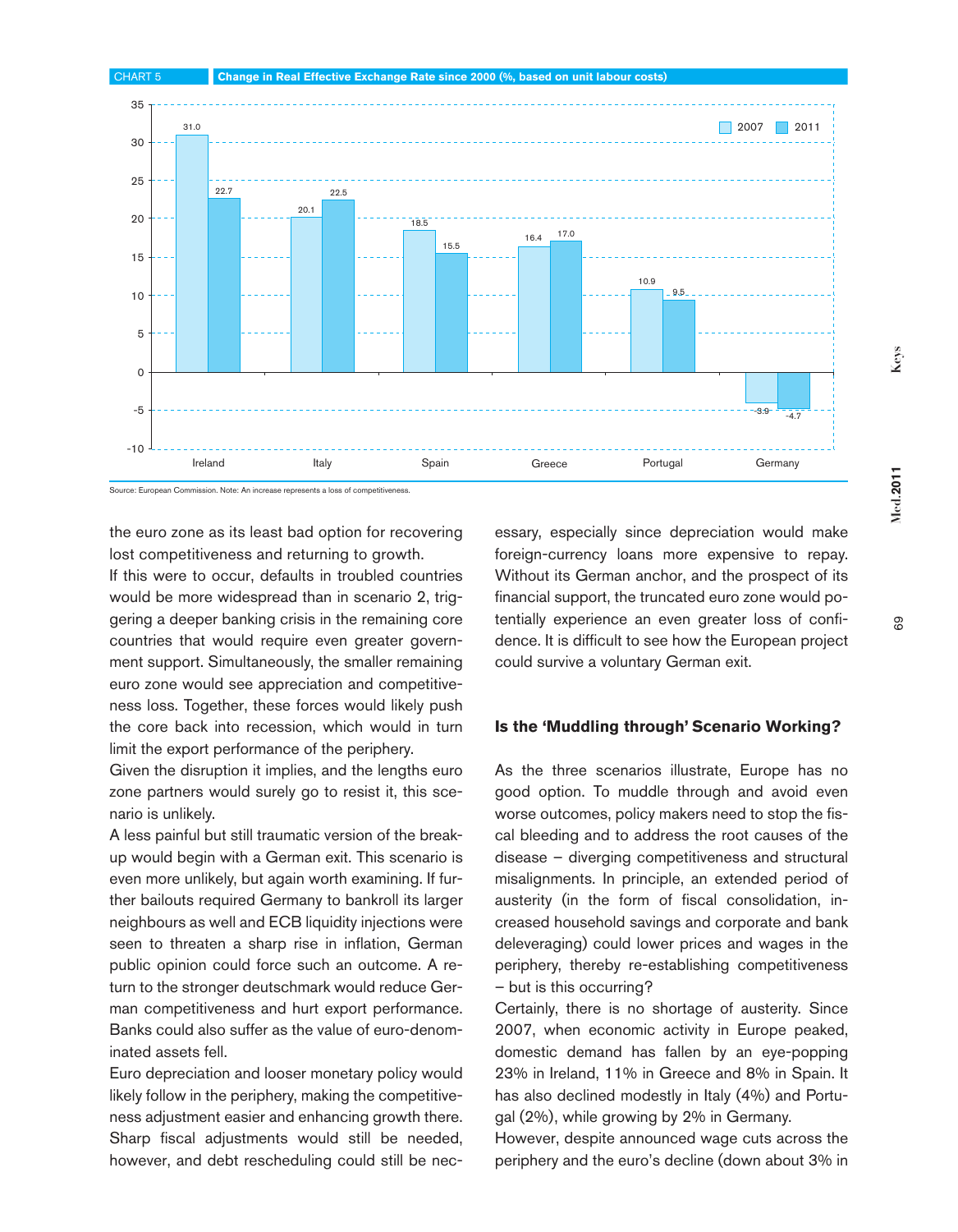CHART 5 **Change in Real Effective Exchange Rate since 2000 (%, based on unit labour costs)**

| | 2007 | 2011 |
|---|---|---|
| Ireland | 31.0 | 22.7 |
| Italy | 20.1 | 22.5 |
| Spain | 18.5 | 15.5 |
| Greece | 16.4 | 17.0 |
| Portugal | 10.9 | 9.5 |
| Germany | -3.9 | -4.7 |

Source: European Commission. Note: An increase represents a loss of competitiveness.

the euro zone as its least bad option for recovering lost competitiveness and returning to growth.

If this were to occur, defaults in troubled countries would be more widespread than in scenario 2, triggering a deeper banking crisis in the remaining core countries that would require even greater government support. Simultaneously, the smaller remaining euro zone would see appreciation and competitiveness loss. Together, these forces would likely push the core back into recession, which would in turn limit the export performance of the periphery.

Given the disruption it implies, and the lengths euro zone partners would surely go to resist it, this scenario is unlikely.

A less painful but still traumatic version of the breakup would begin with a German exit. This scenario is even more unlikely, but again worth examining. If further bailouts required Germany to bankroll its larger neighbours as well and ECB liquidity injections were seen to threaten a sharp rise in inflation, German public opinion could force such an outcome. A return to the stronger deutschmark would reduce German competitiveness and hurt export performance. Banks could also suffer as the value of euro-denominated assets fell.

Euro depreciation and looser monetary policy would likely follow in the periphery, making the competitiveness adjustment easier and enhancing growth there. Sharp fiscal adjustments would still be needed, however, and debt rescheduling could still be necessary, especially since depreciation would make foreign-currency loans more expensive to repay. Without its German anchor, and the prospect of its financial support, the truncated euro zone would potentially experience an even greater loss of confidence. It is difficult to see how the European project could survive a voluntary German exit.

## Is the 'Muddling through' Scenario Working?

As the three scenarios illustrate, Europe has no good option. To muddle through and avoid even worse outcomes, policy makers need to stop the fiscal bleeding and to address the root causes of the disease – diverging competitiveness and structural misalignments. In principle, an extended period of austerity (in the form of fiscal consolidation, increased household savings and corporate and bank deleveraging) could lower prices and wages in the periphery, thereby re-establishing competitiveness – but is this occurring?

Certainly, there is no shortage of austerity. Since 2007, when economic activity in Europe peaked, domestic demand has fallen by an eye-popping 23% in Ireland, 11% in Greece and 8% in Spain. It has also declined modestly in Italy (4%) and Portugal (2%), while growing by 2% in Germany.

However, despite announced wage cuts across the periphery and the euro's decline (down about 3% in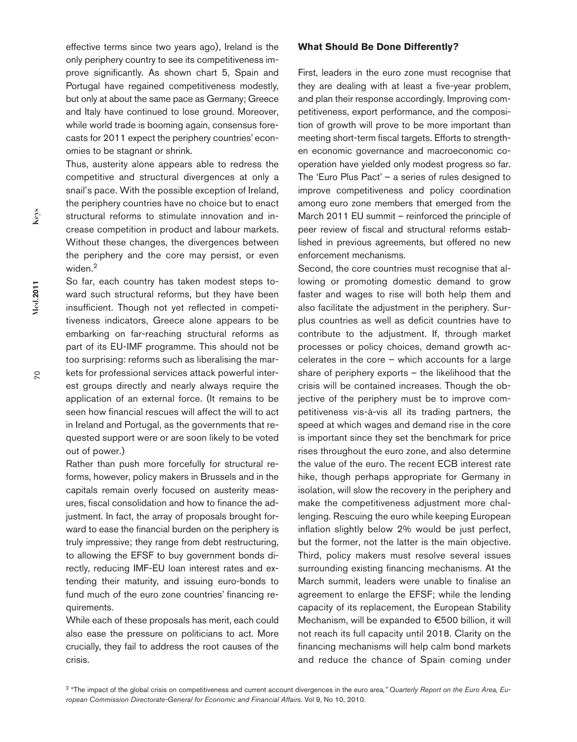effective terms since two years ago), Ireland is the only periphery country to see its competitiveness improve significantly. As shown chart 5, Spain and Portugal have regained competitiveness modestly, but only at about the same pace as Germany; Greece and Italy have continued to lose ground. Moreover, while world trade is booming again, consensus forecasts for 2011 expect the periphery countries' economies to be stagnant or shrink.

Thus, austerity alone appears able to redress the competitive and structural divergences at only a snail's pace. With the possible exception of Ireland, the periphery countries have no choice but to enact structural reforms to stimulate innovation and increase competition in product and labour markets. Without these changes, the divergences between the periphery and the core may persist, or even widen.[2]

So far, each country has taken modest steps toward such structural reforms, but they have been insufficient. Though not yet reflected in competitiveness indicators, Greece alone appears to be embarking on far-reaching structural reforms as part of its EU-IMF programme. This should not be too surprising: reforms such as liberalising the markets for professional services attack powerful interest groups directly and nearly always require the application of an external force. (It remains to be seen how financial rescues will affect the will to act in Ireland and Portugal, as the governments that requested support were or are soon likely to be voted out of power.)

Rather than push more forcefully for structural reforms, however, policy makers in Brussels and in the capitals remain overly focused on austerity measures, fiscal consolidation and how to finance the adjustment. In fact, the array of proposals brought forward to ease the financial burden on the periphery is truly impressive; they range from debt restructuring, to allowing the EFSF to buy government bonds directly, reducing IMF-EU loan interest rates and extending their maturity, and issuing euro-bonds to fund much of the euro zone countries' financing requirements.

While each of these proposals has merit, each could also ease the pressure on politicians to act. More crucially, they fail to address the root causes of the crisis.

### What Should Be Done Differently?

First, leaders in the euro zone must recognise that they are dealing with at least a five-year problem, and plan their response accordingly. Improving competitiveness, export performance, and the composition of growth will prove to be more important than meeting short-term fiscal targets. Efforts to strengthen economic governance and macroeconomic co-operation have yielded only modest progress so far. The 'Euro Plus Pact' – a series of rules designed to improve competitiveness and policy coordination among euro zone members that emerged from the March 2011 EU summit – reinforced the principle of peer review of fiscal and structural reforms established in previous agreements, but offered no new enforcement mechanisms.

Second, the core countries must recognise that allowing or promoting domestic demand to grow faster and wages to rise will both help them and also facilitate the adjustment in the periphery. Surplus countries as well as deficit countries have to contribute to the adjustment. If, through market processes or policy choices, demand growth accelerates in the core – which accounts for a large share of periphery exports – the likelihood that the crisis will be contained increases. Though the objective of the periphery must be to improve competitiveness vis-à-vis all its trading partners, the speed at which wages and demand rise in the core is important since they set the benchmark for price rises throughout the euro zone, and also determine the value of the euro. The recent ECB interest rate hike, though perhaps appropriate for Germany in isolation, will slow the recovery in the periphery and make the competitiveness adjustment more challenging. Rescuing the euro while keeping European inflation slightly below 2% would be just perfect, but the former, not the latter is the main objective.

Third, policy makers must resolve several issues surrounding existing financing mechanisms. At the March summit, leaders were unable to finalise an agreement to enlarge the EFSF; while the lending capacity of its replacement, the European Stability Mechanism, will be expanded to €500 billion, it will not reach its full capacity until 2018. Clarity on the financing mechanisms will help calm bond markets and reduce the chance of Spain coming under

[2] "The impact of the global crisis on competitiveness and current account divergences in the euro area," *Quarterly Report on the Euro Area, European Commission Directorate-General for Economic and Financial Affairs.* Vol 9, No 10, 2010.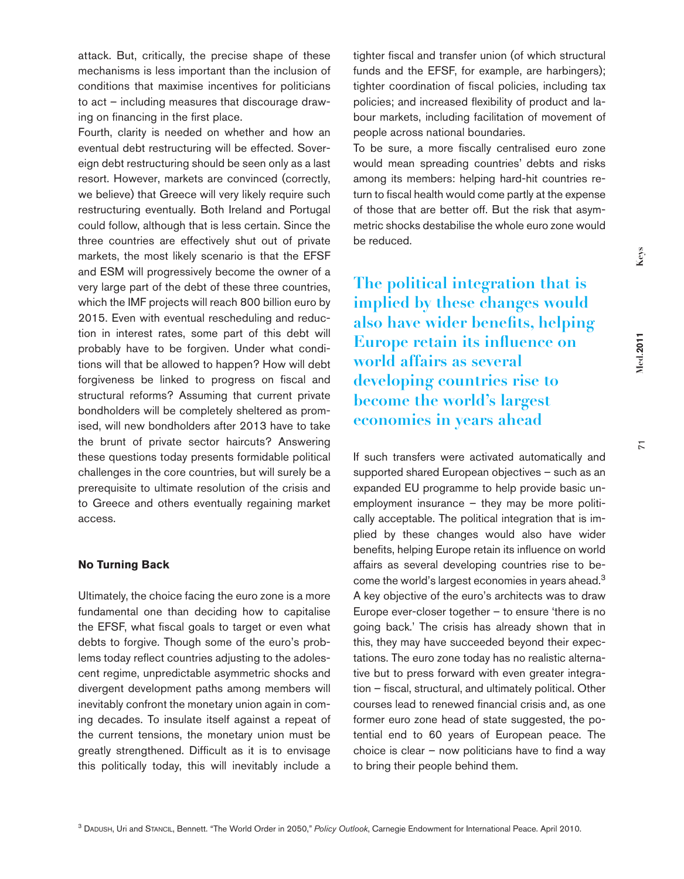attack. But, critically, the precise shape of these mechanisms is less important than the inclusion of conditions that maximise incentives for politicians to act – including measures that discourage drawing on financing in the first place.

Fourth, clarity is needed on whether and how an eventual debt restructuring will be effected. Sovereign debt restructuring should be seen only as a last resort. However, markets are convinced (correctly, we believe) that Greece will very likely require such restructuring eventually. Both Ireland and Portugal could follow, although that is less certain. Since the three countries are effectively shut out of private markets, the most likely scenario is that the EFSF and ESM will progressively become the owner of a very large part of the debt of these three countries, which the IMF projects will reach 800 billion euro by 2015. Even with eventual rescheduling and reduction in interest rates, some part of this debt will probably have to be forgiven. Under what conditions will that be allowed to happen? How will debt forgiveness be linked to progress on fiscal and structural reforms? Assuming that current private bondholders will be completely sheltered as promised, will new bondholders after 2013 have to take the brunt of private sector haircuts? Answering these questions today presents formidable political challenges in the core countries, but will surely be a prerequisite to ultimate resolution of the crisis and to Greece and others eventually regaining market access.

### No Turning Back

Ultimately, the choice facing the euro zone is a more fundamental one than deciding how to capitalise the EFSF, what fiscal goals to target or even what debts to forgive. Though some of the euro's problems today reflect countries adjusting to the adolescent regime, unpredictable asymmetric shocks and divergent development paths among members will inevitably confront the monetary union again in coming decades. To insulate itself against a repeat of the current tensions, the monetary union must be greatly strengthened. Difficult as it is to envisage this politically today, this will inevitably include a tighter fiscal and transfer union (of which structural funds and the EFSF, for example, are harbingers); tighter coordination of fiscal policies, including tax policies; and increased flexibility of product and labour markets, including facilitation of movement of people across national boundaries.

To be sure, a more fiscally centralised euro zone would mean spreading countries' debts and risks among its members: helping hard-hit countries return to fiscal health would come partly at the expense of those that are better off. But the risk that asymmetric shocks destabilise the whole euro zone would be reduced.

**The political integration that is implied by these changes would also have wider benefits, helping Europe retain its influence on world affairs as several developing countries rise to become the world's largest economies in years ahead**

If such transfers were activated automatically and supported shared European objectives – such as an expanded EU programme to help provide basic unemployment insurance – they may be more politically acceptable. The political integration that is implied by these changes would also have wider benefits, helping Europe retain its influence on world affairs as several developing countries rise to become the world's largest economies in years ahead.[3] A key objective of the euro's architects was to draw Europe ever-closer together – to ensure 'there is no going back.' The crisis has already shown that in this, they may have succeeded beyond their expectations. The euro zone today has no realistic alternative but to press forward with even greater integration – fiscal, structural, and ultimately political. Other courses lead to renewed financial crisis and, as one former euro zone head of state suggested, the potential end to 60 years of European peace. The choice is clear – now politicians have to find a way to bring their people behind them.

[3] Dadush, Uri and Stancil, Bennett. "The World Order in 2050," *Policy Outlook*, Carnegie Endowment for International Peace. April 2010.